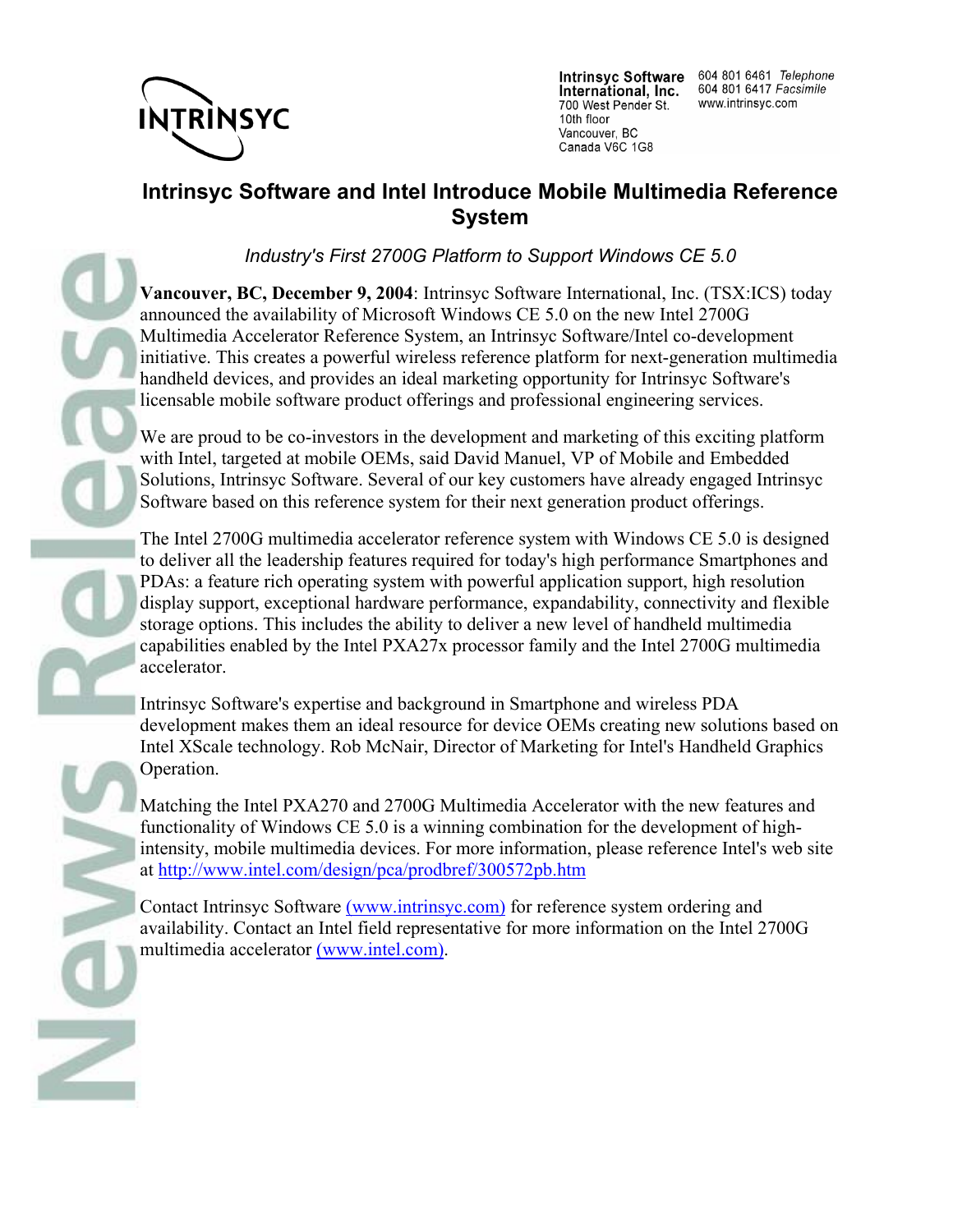INTRINSYC

**Intrinsyc Software International, Inc.**
700 West Pender St.
10th floor
Vancouver, BC
Canada V6C 1G8

604 801 6461 *Telephone*
604 801 6417 *Facsimile*
www.intrinsyc.com

# Intrinsyc Software and Intel Introduce Mobile Multimedia Reference System

*Industry's First 2700G Platform to Support Windows CE 5.0*

**Vancouver, BC, December 9, 2004**: Intrinsyc Software International, Inc. (TSX:ICS) today announced the availability of Microsoft Windows CE 5.0 on the new Intel 2700G Multimedia Accelerator Reference System, an Intrinsyc Software/Intel co-development initiative. This creates a powerful wireless reference platform for next-generation multimedia handheld devices, and provides an ideal marketing opportunity for Intrinsyc Software's licensable mobile software product offerings and professional engineering services.

We are proud to be co-investors in the development and marketing of this exciting platform with Intel, targeted at mobile OEMs, said David Manuel, VP of Mobile and Embedded Solutions, Intrinsyc Software. Several of our key customers have already engaged Intrinsyc Software based on this reference system for their next generation product offerings.

The Intel 2700G multimedia accelerator reference system with Windows CE 5.0 is designed to deliver all the leadership features required for today's high performance Smartphones and PDAs: a feature rich operating system with powerful application support, high resolution display support, exceptional hardware performance, expandability, connectivity and flexible storage options. This includes the ability to deliver a new level of handheld multimedia capabilities enabled by the Intel PXA27x processor family and the Intel 2700G multimedia accelerator.

Intrinsyc Software's expertise and background in Smartphone and wireless PDA development makes them an ideal resource for device OEMs creating new solutions based on Intel XScale technology. Rob McNair, Director of Marketing for Intel's Handheld Graphics Operation.

Matching the Intel PXA270 and 2700G Multimedia Accelerator with the new features and functionality of Windows CE 5.0 is a winning combination for the development of high-intensity, mobile multimedia devices. For more information, please reference Intel's web site at http://www.intel.com/design/pca/prodbref/300572pb.htm

Contact Intrinsyc Software (www.intrinsyc.com) for reference system ordering and availability. Contact an Intel field representative for more information on the Intel 2700G multimedia accelerator (www.intel.com).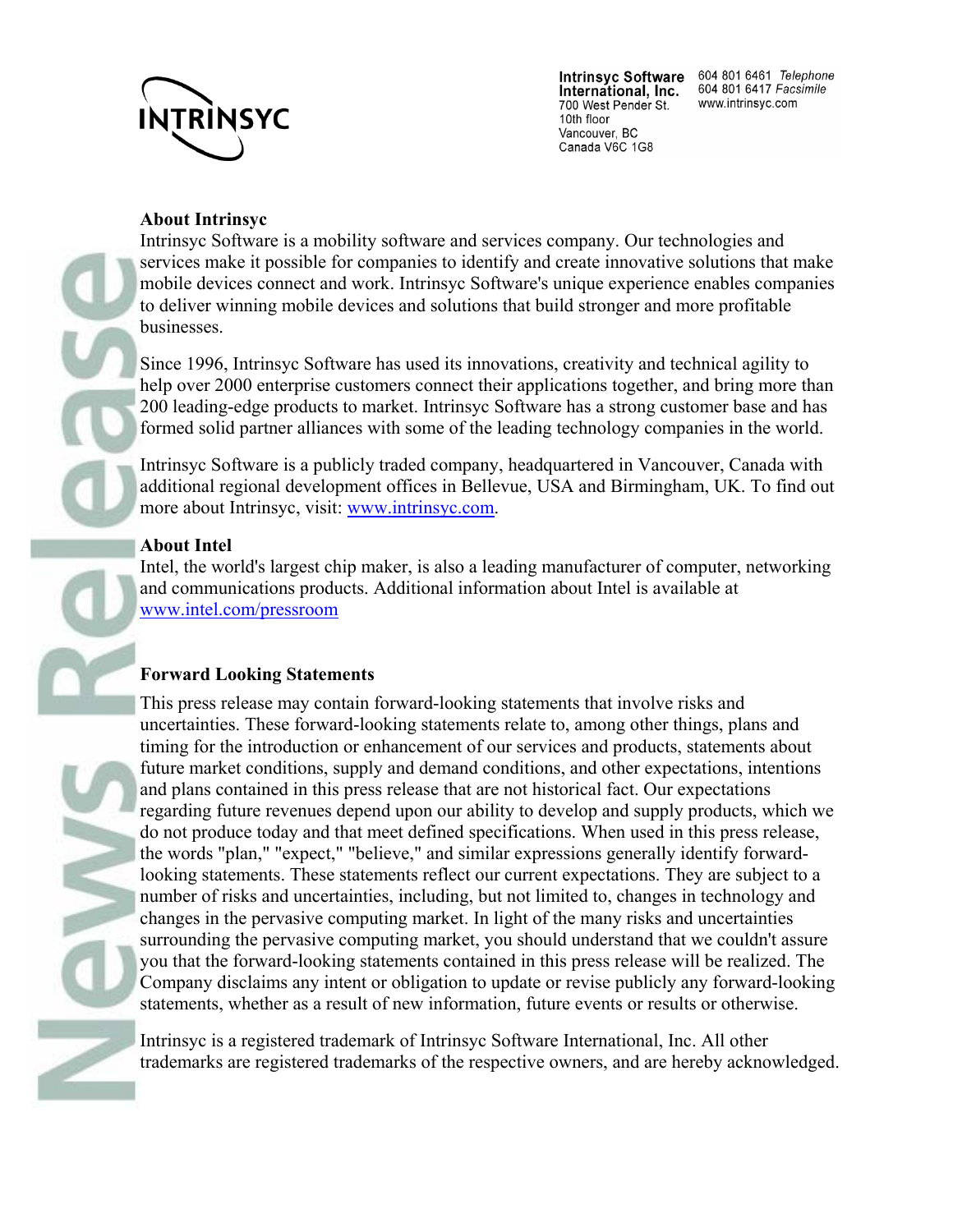**Intrinsyc Software International, Inc.**
700 West Pender St.
10th floor
Vancouver, BC
Canada V6C 1G8

604 801 6461 *Telephone*
604 801 6417 *Facsimile*
www.intrinsyc.com

**About Intrinsyc**

Intrinsyc Software is a mobility software and services company. Our technologies and services make it possible for companies to identify and create innovative solutions that make mobile devices connect and work. Intrinsyc Software's unique experience enables companies to deliver winning mobile devices and solutions that build stronger and more profitable businesses.

Since 1996, Intrinsyc Software has used its innovations, creativity and technical agility to help over 2000 enterprise customers connect their applications together, and bring more than 200 leading-edge products to market. Intrinsyc Software has a strong customer base and has formed solid partner alliances with some of the leading technology companies in the world.

Intrinsyc Software is a publicly traded company, headquartered in Vancouver, Canada with additional regional development offices in Bellevue, USA and Birmingham, UK. To find out more about Intrinsyc, visit: [www.intrinsyc.com](http://www.intrinsyc.com).

**About Intel**

Intel, the world's largest chip maker, is also a leading manufacturer of computer, networking and communications products. Additional information about Intel is available at [www.intel.com/pressroom](http://www.intel.com/pressroom)

**Forward Looking Statements**

This press release may contain forward-looking statements that involve risks and uncertainties. These forward-looking statements relate to, among other things, plans and timing for the introduction or enhancement of our services and products, statements about future market conditions, supply and demand conditions, and other expectations, intentions and plans contained in this press release that are not historical fact. Our expectations regarding future revenues depend upon our ability to develop and supply products, which we do not produce today and that meet defined specifications. When used in this press release, the words "plan," "expect," "believe," and similar expressions generally identify forward-looking statements. These statements reflect our current expectations. They are subject to a number of risks and uncertainties, including, but not limited to, changes in technology and changes in the pervasive computing market. In light of the many risks and uncertainties surrounding the pervasive computing market, you should understand that we couldn't assure you that the forward-looking statements contained in this press release will be realized. The Company disclaims any intent or obligation to update or revise publicly any forward-looking statements, whether as a result of new information, future events or results or otherwise.

Intrinsyc is a registered trademark of Intrinsyc Software International, Inc. All other trademarks are registered trademarks of the respective owners, and are hereby acknowledged.